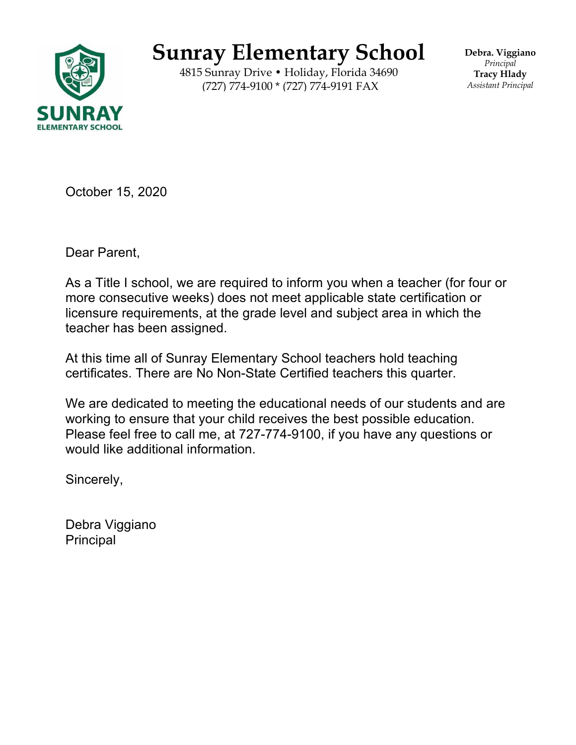# Sunray Elementary School

4815 Sunray Drive • Holiday, Florida 34690
(727) 774-9100 * (727) 774-9191 FAX

**Debra. Viggiano**
*Principal*
**Tracy Hlady**
*Assistant Principal*

October 15, 2020

Dear Parent,

As a Title I school, we are required to inform you when a teacher (for four or more consecutive weeks) does not meet applicable state certification or licensure requirements, at the grade level and subject area in which the teacher has been assigned.

At this time all of Sunray Elementary School teachers hold teaching certificates. There are No Non-State Certified teachers this quarter.

We are dedicated to meeting the educational needs of our students and are working to ensure that your child receives the best possible education. Please feel free to call me, at 727-774-9100, if you have any questions or would like additional information.

Sincerely,

Debra Viggiano
Principal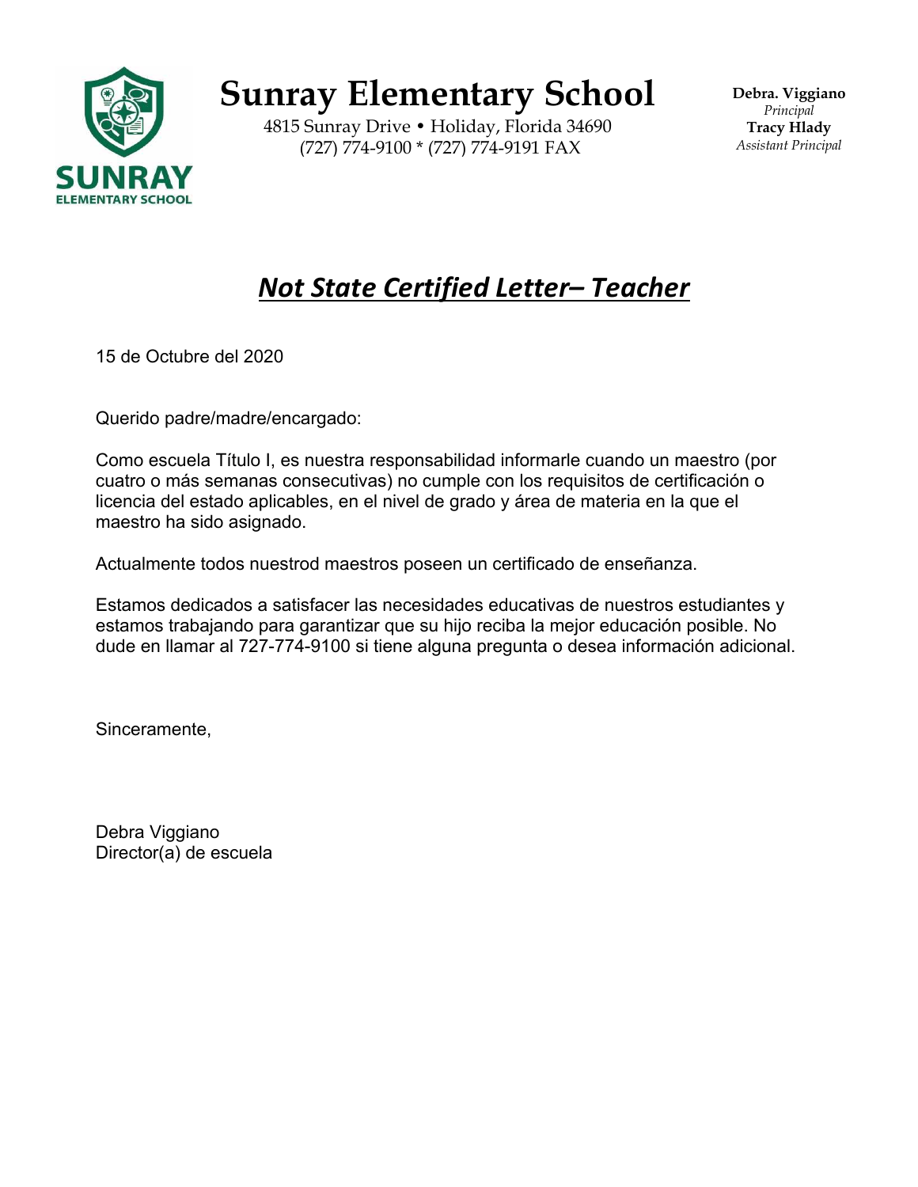# Sunray Elementary School

4815 Sunray Drive • Holiday, Florida 34690
(727) 774-9100 * (727) 774-9191 FAX

**Debra. Viggiano**
*Principal*
**Tracy Hlady**
*Assistant Principal*

## ***Not State Certified Letter– Teacher***

15 de Octubre del 2020

Querido padre/madre/encargado:

Como escuela Título I, es nuestra responsabilidad informarle cuando un maestro (por cuatro o más semanas consecutivas) no cumple con los requisitos de certificación o licencia del estado aplicables, en el nivel de grado y área de materia en la que el maestro ha sido asignado.

Actualmente todos nuestrod maestros poseen un certificado de enseñanza.

Estamos dedicados a satisfacer las necesidades educativas de nuestros estudiantes y estamos trabajando para garantizar que su hijo reciba la mejor educación posible. No dude en llamar al 727-774-9100 si tiene alguna pregunta o desea información adicional.

Sinceramente,

Debra Viggiano
Director(a) de escuela